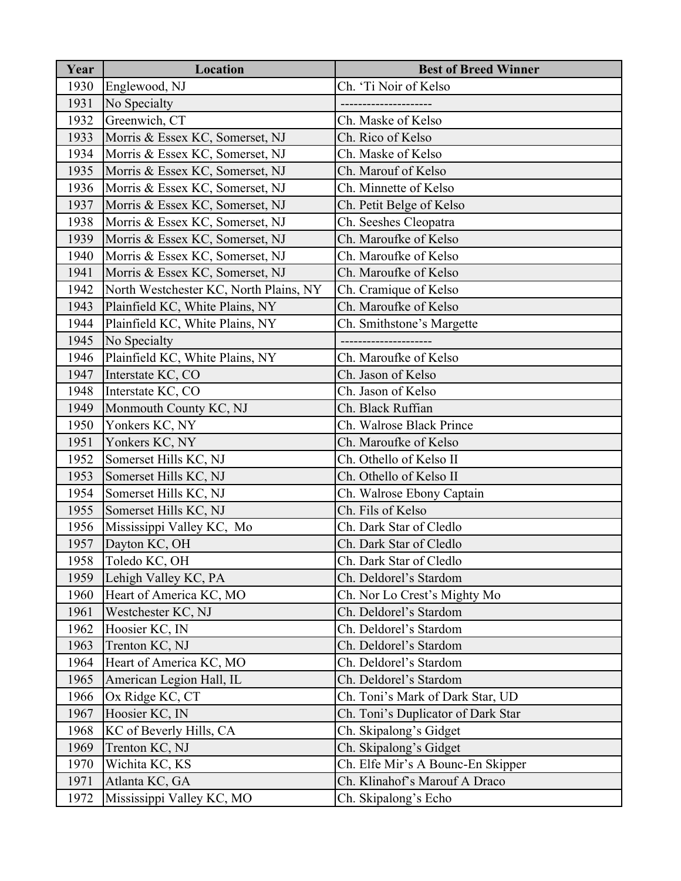| Year | Location | Best of Breed Winner |
|---|---|---|
| 1930 | Englewood, NJ | Ch. 'Ti Noir of Kelso |
| 1931 | No Specialty | --------------------- |
| 1932 | Greenwich, CT | Ch. Maske of Kelso |
| 1933 | Morris & Essex KC, Somerset, NJ | Ch. Rico of Kelso |
| 1934 | Morris & Essex KC, Somerset, NJ | Ch. Maske of Kelso |
| 1935 | Morris & Essex KC, Somerset, NJ | Ch. Marouf of Kelso |
| 1936 | Morris & Essex KC, Somerset, NJ | Ch. Minnette of Kelso |
| 1937 | Morris & Essex KC, Somerset, NJ | Ch. Petit Belge of Kelso |
| 1938 | Morris & Essex KC, Somerset, NJ | Ch. Seeshes Cleopatra |
| 1939 | Morris & Essex KC, Somerset, NJ | Ch. Maroufke of Kelso |
| 1940 | Morris & Essex KC, Somerset, NJ | Ch. Maroufke of Kelso |
| 1941 | Morris & Essex KC, Somerset, NJ | Ch. Maroufke of Kelso |
| 1942 | North Westchester KC, North Plains, NY | Ch. Cramique of Kelso |
| 1943 | Plainfield KC, White Plains, NY | Ch. Maroufke of Kelso |
| 1944 | Plainfield KC, White Plains, NY | Ch. Smithstone's Margette |
| 1945 | No Specialty | --------------------- |
| 1946 | Plainfield KC, White Plains, NY | Ch. Maroufke of Kelso |
| 1947 | Interstate KC, CO | Ch. Jason of Kelso |
| 1948 | Interstate KC, CO | Ch. Jason of Kelso |
| 1949 | Monmouth County KC, NJ | Ch. Black Ruffian |
| 1950 | Yonkers KC, NY | Ch. Walrose Black Prince |
| 1951 | Yonkers KC, NY | Ch. Maroufke of Kelso |
| 1952 | Somerset Hills KC, NJ | Ch. Othello of Kelso II |
| 1953 | Somerset Hills KC, NJ | Ch. Othello of Kelso II |
| 1954 | Somerset Hills KC, NJ | Ch. Walrose Ebony Captain |
| 1955 | Somerset Hills KC, NJ | Ch. Fils of Kelso |
| 1956 | Mississippi Valley KC, Mo | Ch. Dark Star of Cledlo |
| 1957 | Dayton KC, OH | Ch. Dark Star of Cledlo |
| 1958 | Toledo KC, OH | Ch. Dark Star of Cledlo |
| 1959 | Lehigh Valley KC, PA | Ch. Deldorel's Stardom |
| 1960 | Heart of America KC, MO | Ch. Nor Lo Crest's Mighty Mo |
| 1961 | Westchester KC, NJ | Ch. Deldorel's Stardom |
| 1962 | Hoosier KC, IN | Ch. Deldorel's Stardom |
| 1963 | Trenton KC, NJ | Ch. Deldorel's Stardom |
| 1964 | Heart of America KC, MO | Ch. Deldorel's Stardom |
| 1965 | American Legion Hall, IL | Ch. Deldorel's Stardom |
| 1966 | Ox Ridge KC, CT | Ch. Toni's Mark of Dark Star, UD |
| 1967 | Hoosier KC, IN | Ch. Toni's Duplicator of Dark Star |
| 1968 | KC of Beverly Hills, CA | Ch. Skipalong's Gidget |
| 1969 | Trenton KC, NJ | Ch. Skipalong's Gidget |
| 1970 | Wichita KC, KS | Ch. Elfe Mir's A Bounc-En Skipper |
| 1971 | Atlanta KC, GA | Ch. Klinahof's Marouf A Draco |
| 1972 | Mississippi Valley KC, MO | Ch. Skipalong's Echo |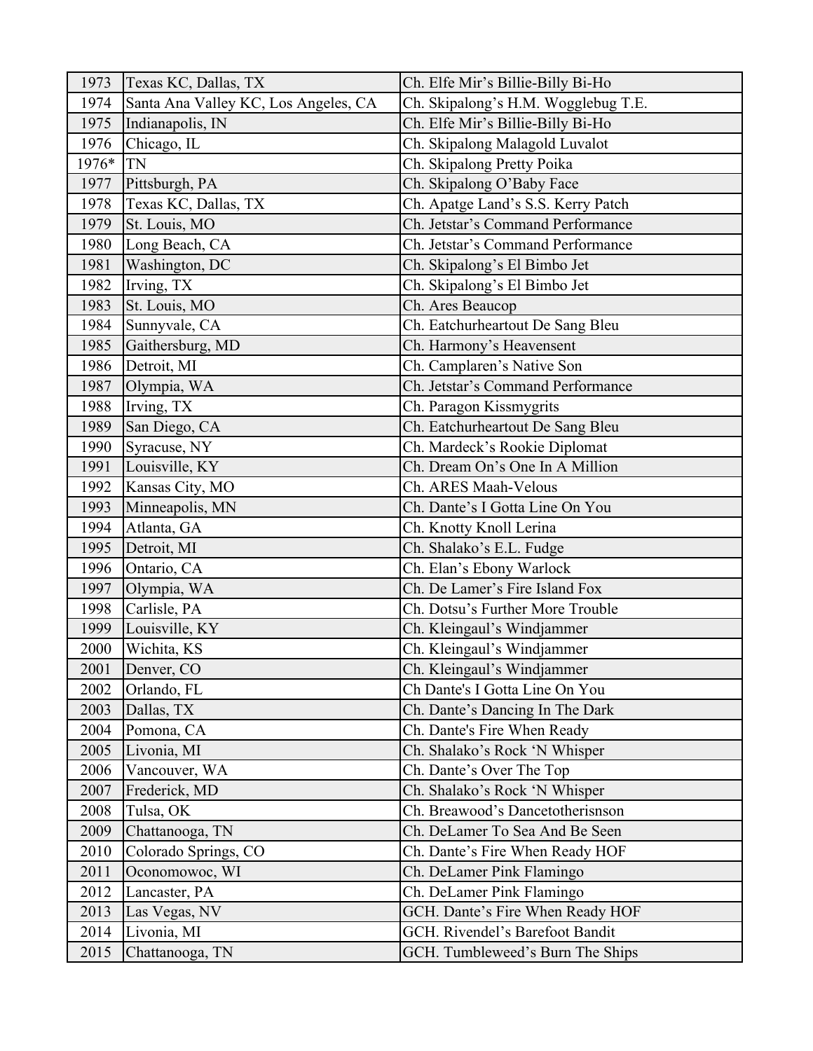| | | |
|---|---|---|
| 1973 | Texas KC, Dallas, TX | Ch. Elfe Mir's Billie-Billy Bi-Ho |
| 1974 | Santa Ana Valley KC, Los Angeles, CA | Ch. Skipalong's H.M. Wogglebug T.E. |
| 1975 | Indianapolis, IN | Ch. Elfe Mir's Billie-Billy Bi-Ho |
| 1976 | Chicago, IL | Ch. Skipalong Malagold Luvalot |
| 1976* | TN | Ch. Skipalong Pretty Poika |
| 1977 | Pittsburgh, PA | Ch. Skipalong O'Baby Face |
| 1978 | Texas KC, Dallas, TX | Ch. Apatge Land's S.S. Kerry Patch |
| 1979 | St. Louis, MO | Ch. Jetstar's Command Performance |
| 1980 | Long Beach, CA | Ch. Jetstar's Command Performance |
| 1981 | Washington, DC | Ch. Skipalong's El Bimbo Jet |
| 1982 | Irving, TX | Ch. Skipalong's El Bimbo Jet |
| 1983 | St. Louis, MO | Ch. Ares Beaucop |
| 1984 | Sunnyvale, CA | Ch. Eatchurheartout De Sang Bleu |
| 1985 | Gaithersburg, MD | Ch. Harmony's Heavensent |
| 1986 | Detroit, MI | Ch. Camplaren's Native Son |
| 1987 | Olympia, WA | Ch. Jetstar's Command Performance |
| 1988 | Irving, TX | Ch. Paragon Kissmygrits |
| 1989 | San Diego, CA | Ch. Eatchurheartout De Sang Bleu |
| 1990 | Syracuse, NY | Ch. Mardeck's Rookie Diplomat |
| 1991 | Louisville, KY | Ch. Dream On's One In A Million |
| 1992 | Kansas City, MO | Ch. ARES Maah-Velous |
| 1993 | Minneapolis, MN | Ch. Dante's I Gotta Line On You |
| 1994 | Atlanta, GA | Ch. Knotty Knoll Lerina |
| 1995 | Detroit, MI | Ch. Shalako's E.L. Fudge |
| 1996 | Ontario, CA | Ch. Elan's Ebony Warlock |
| 1997 | Olympia, WA | Ch. De Lamer's Fire Island Fox |
| 1998 | Carlisle, PA | Ch. Dotsu's Further More Trouble |
| 1999 | Louisville, KY | Ch. Kleingaul's Windjammer |
| 2000 | Wichita, KS | Ch. Kleingaul's Windjammer |
| 2001 | Denver, CO | Ch. Kleingaul's Windjammer |
| 2002 | Orlando, FL | Ch Dante's I Gotta Line On You |
| 2003 | Dallas, TX | Ch. Dante's Dancing In The Dark |
| 2004 | Pomona, CA | Ch. Dante's Fire When Ready |
| 2005 | Livonia, MI | Ch. Shalako's Rock 'N Whisper |
| 2006 | Vancouver, WA | Ch. Dante's Over The Top |
| 2007 | Frederick, MD | Ch. Shalako's Rock 'N Whisper |
| 2008 | Tulsa, OK | Ch. Breawood's Dancetotherisnson |
| 2009 | Chattanooga, TN | Ch. DeLamer To Sea And Be Seen |
| 2010 | Colorado Springs, CO | Ch. Dante's Fire When Ready HOF |
| 2011 | Oconomowoc, WI | Ch. DeLamer Pink Flamingo |
| 2012 | Lancaster, PA | Ch. DeLamer Pink Flamingo |
| 2013 | Las Vegas, NV | GCH. Dante's Fire When Ready HOF |
| 2014 | Livonia, MI | GCH. Rivendel's Barefoot Bandit |
| 2015 | Chattanooga, TN | GCH. Tumbleweed's Burn The Ships |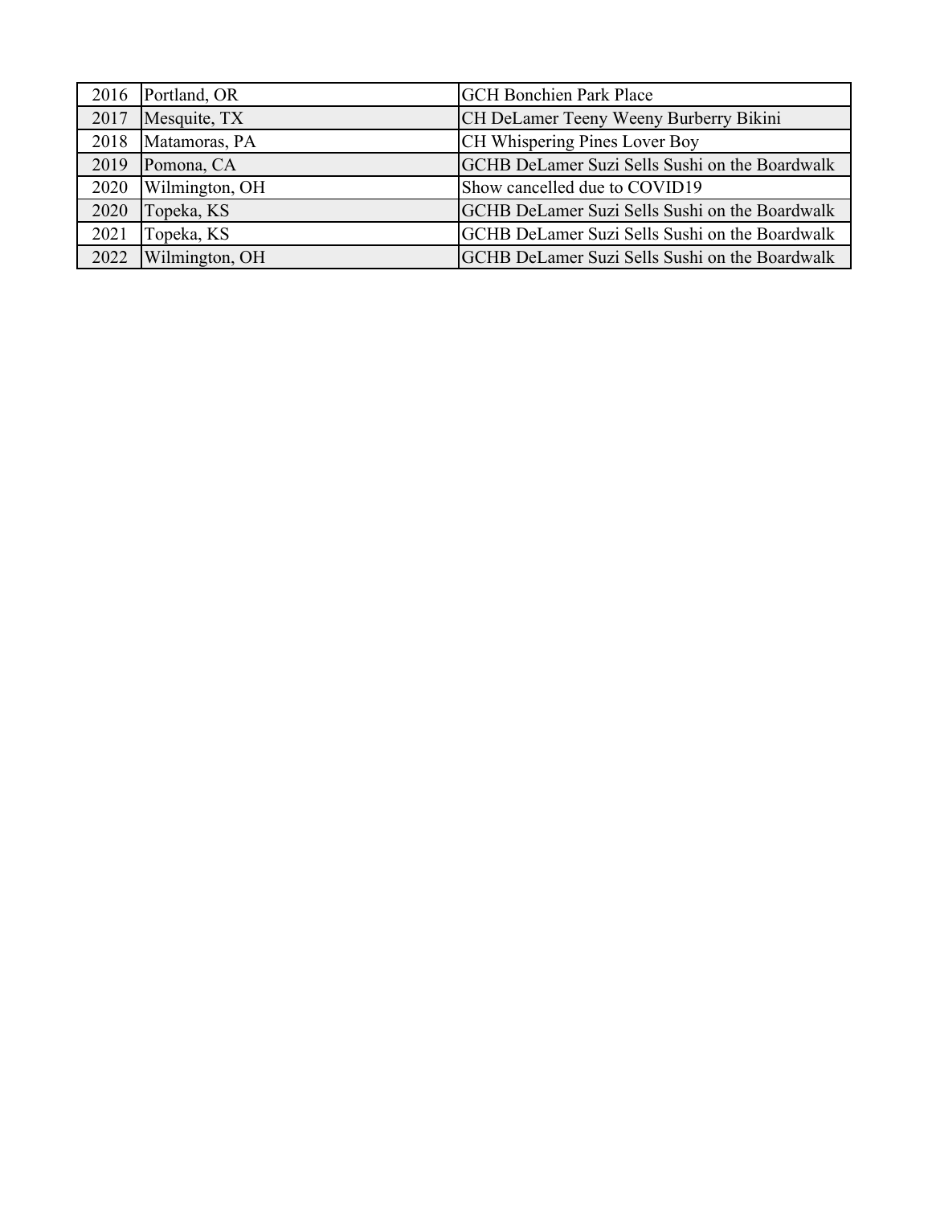| | | |
|---|---|---|
| 2016 | Portland, OR | GCH Bonchien Park Place |
| 2017 | Mesquite, TX | CH DeLamer Teeny Weeny Burberry Bikini |
| 2018 | Matamoras, PA | CH Whispering Pines Lover Boy |
| 2019 | Pomona, CA | GCHB DeLamer Suzi Sells Sushi on the Boardwalk |
| 2020 | Wilmington, OH | Show cancelled due to COVID19 |
| 2020 | Topeka, KS | GCHB DeLamer Suzi Sells Sushi on the Boardwalk |
| 2021 | Topeka, KS | GCHB DeLamer Suzi Sells Sushi on the Boardwalk |
| 2022 | Wilmington, OH | GCHB DeLamer Suzi Sells Sushi on the Boardwalk |